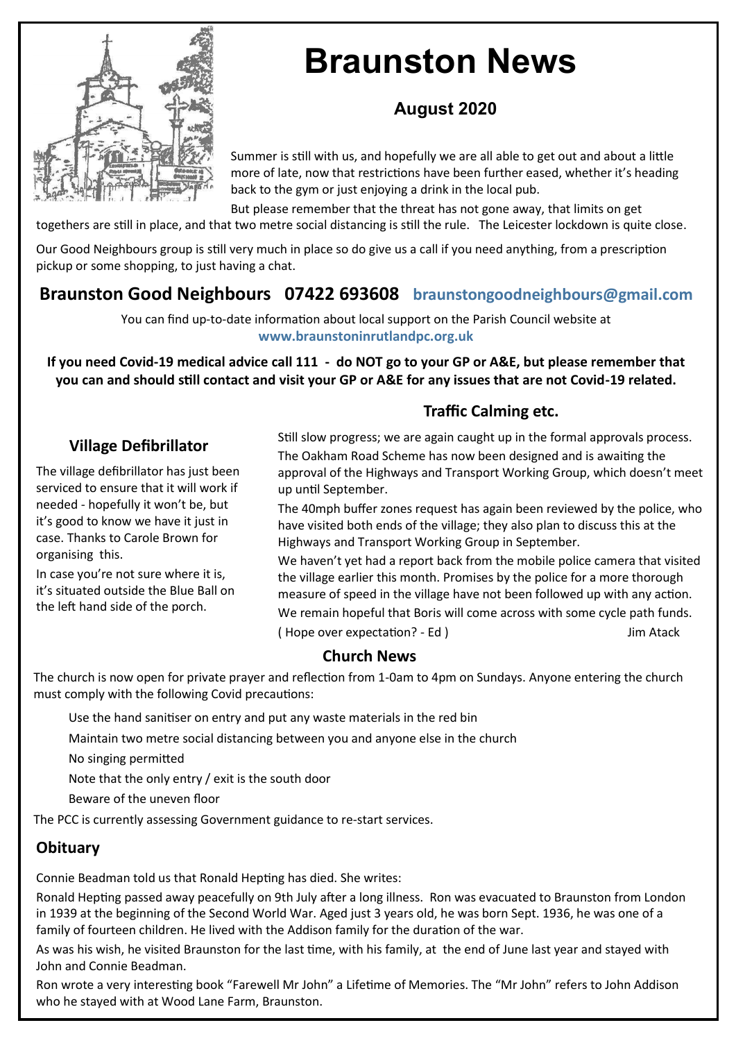# Braunston News

## August 2020

Summer is still with us, and hopefully we are all able to get out and about a little more of late, now that restrictions have been further eased, whether it's heading back to the gym or just enjoying a drink in the local pub.

But please remember that the threat has not gone away, that limits on get togethers are still in place, and that two metre social distancing is still the rule. The Leicester lockdown is quite close.

Our Good Neighbours group is still very much in place so do give us a call if you need anything, from a prescription pickup or some shopping, to just having a chat.

## Braunston Good Neighbours 07422 693608 braunstongoodneighbours@gmail.com

You can find up-to-date information about local support on the Parish Council website at **www.braunstoninrutlandpc.org.uk**

**If you need Covid-19 medical advice call 111 - do NOT go to your GP or A&E, but please remember that you can and should still contact and visit your GP or A&E for any issues that are not Covid-19 related.**

### Village Defibrillator

The village defibrillator has just been serviced to ensure that it will work if needed - hopefully it won't be, but it's good to know we have it just in case. Thanks to Carole Brown for organising this.

In case you're not sure where it is, it's situated outside the Blue Ball on the left hand side of the porch.

### Traffic Calming etc.

Still slow progress; we are again caught up in the formal approvals process.

The Oakham Road Scheme has now been designed and is awaiting the approval of the Highways and Transport Working Group, which doesn't meet up until September.

The 40mph buffer zones request has again been reviewed by the police, who have visited both ends of the village; they also plan to discuss this at the Highways and Transport Working Group in September.

We haven't yet had a report back from the mobile police camera that visited the village earlier this month. Promises by the police for a more thorough measure of speed in the village have not been followed up with any action.

We remain hopeful that Boris will come across with some cycle path funds.

( Hope over expectation? - Ed ) Jim Atack

### Church News

The church is now open for private prayer and reflection from 1-0am to 4pm on Sundays. Anyone entering the church must comply with the following Covid precautions:

- Use the hand sanitiser on entry and put any waste materials in the red bin
- Maintain two metre social distancing between you and anyone else in the church
- No singing permitted
- Note that the only entry / exit is the south door
- Beware of the uneven floor

The PCC is currently assessing Government guidance to re-start services.

### Obituary

Connie Beadman told us that Ronald Hepting has died. She writes:

Ronald Hepting passed away peacefully on 9th July after a long illness. Ron was evacuated to Braunston from London in 1939 at the beginning of the Second World War. Aged just 3 years old, he was born Sept. 1936, he was one of a family of fourteen children. He lived with the Addison family for the duration of the war.

As was his wish, he visited Braunston for the last time, with his family, at the end of June last year and stayed with John and Connie Beadman.

Ron wrote a very interesting book "Farewell Mr John" a Lifetime of Memories. The "Mr John" refers to John Addison who he stayed with at Wood Lane Farm, Braunston.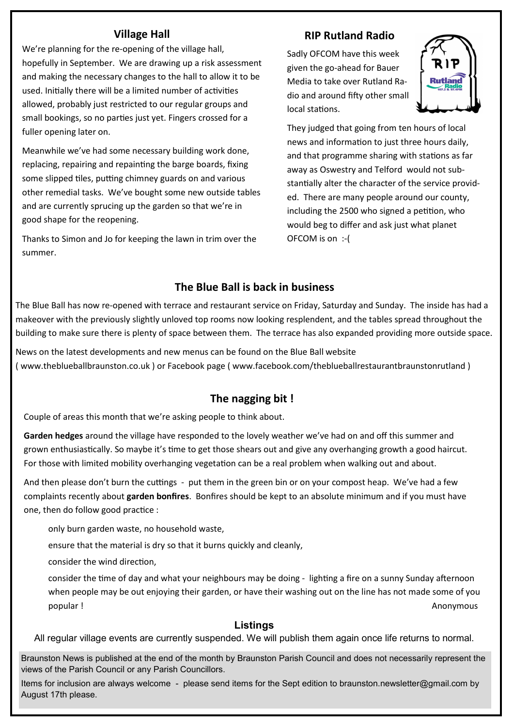## Village Hall

We're planning for the re-opening of the village hall, hopefully in September. We are drawing up a risk assessment and making the necessary changes to the hall to allow it to be used. Initially there will be a limited number of activities allowed, probably just restricted to our regular groups and small bookings, so no parties just yet. Fingers crossed for a fuller opening later on.

Meanwhile we've had some necessary building work done, replacing, repairing and repainting the barge boards, fixing some slipped tiles, putting chimney guards on and various other remedial tasks. We've bought some new outside tables and are currently sprucing up the garden so that we're in good shape for the reopening.

Thanks to Simon and Jo for keeping the lawn in trim over the summer.

## RIP Rutland Radio

Sadly OFCOM have this week given the go-ahead for Bauer Media to take over Rutland Radio and around fifty other small local stations.

They judged that going from ten hours of local news and information to just three hours daily, and that programme sharing with stations as far away as Oswestry and Telford would not substantially alter the character of the service provided. There are many people around our county, including the 2500 who signed a petition, who would beg to differ and ask just what planet OFCOM is on :-(

## The Blue Ball is back in business

The Blue Ball has now re-opened with terrace and restaurant service on Friday, Saturday and Sunday. The inside has had a makeover with the previously slightly unloved top rooms now looking resplendent, and the tables spread throughout the building to make sure there is plenty of space between them. The terrace has also expanded providing more outside space.

News on the latest developments and new menus can be found on the Blue Ball website ( www.theblueballbraunston.co.uk ) or Facebook page ( www.facebook.com/theblueballrestaurantbraunstonrutland )

## The nagging bit !

Couple of areas this month that we're asking people to think about.

**Garden hedges** around the village have responded to the lovely weather we've had on and off this summer and grown enthusiastically. So maybe it's time to get those shears out and give any overhanging growth a good haircut. For those with limited mobility overhanging vegetation can be a real problem when walking out and about.

And then please don't burn the cuttings - put them in the green bin or on your compost heap. We've had a few complaints recently about **garden bonfires**. Bonfires should be kept to an absolute minimum and if you must have one, then do follow good practice :

only burn garden waste, no household waste,

ensure that the material is dry so that it burns quickly and cleanly,

consider the wind direction,

consider the time of day and what your neighbours may be doing - lighting a fire on a sunny Sunday afternoon when people may be out enjoying their garden, or have their washing out on the line has not made some of you popular !

Anonymous

### Listings

All regular village events are currently suspended. We will publish them again once life returns to normal.

Braunston News is published at the end of the month by Braunston Parish Council and does not necessarily represent the views of the Parish Council or any Parish Councillors.

Items for inclusion are always welcome - please send items for the Sept edition to braunston.newsletter@gmail.com by August 17th please.